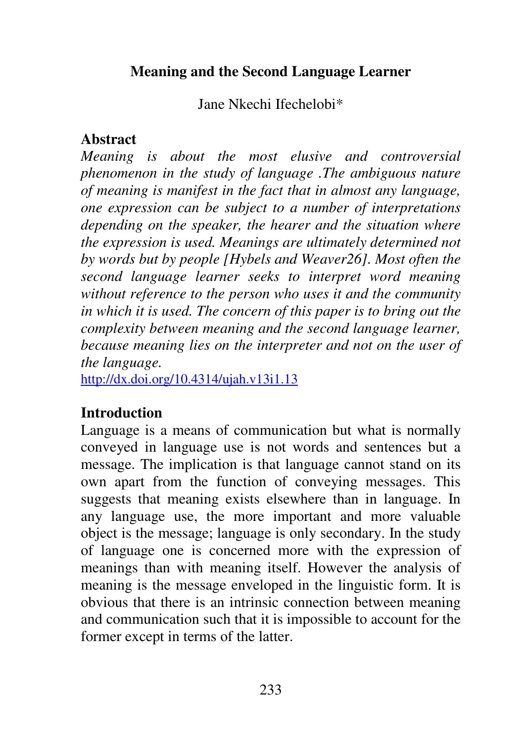# Meaning and the Second Language Learner

Jane Nkechi Ifechelobi*

## Abstract

*Meaning is about the most elusive and controversial phenomenon in the study of language .The ambiguous nature of meaning is manifest in the fact that in almost any language, one expression can be subject to a number of interpretations depending on the speaker, the hearer and the situation where the expression is used. Meanings are ultimately determined not by words but by people [Hybels and Weaver26]. Most often the second language learner seeks to interpret word meaning without reference to the person who uses it and the community in which it is used. The concern of this paper is to bring out the complexity between meaning and the second language learner, because meaning lies on the interpreter and not on the user of the language.*

http://dx.doi.org/10.4314/ujah.v13i1.13

## Introduction

Language is a means of communication but what is normally conveyed in language use is not words and sentences but a message. The implication is that language cannot stand on its own apart from the function of conveying messages. This suggests that meaning exists elsewhere than in language. In any language use, the more important and more valuable object is the message; language is only secondary. In the study of language one is concerned more with the expression of meanings than with meaning itself. However the analysis of meaning is the message enveloped in the linguistic form. It is obvious that there is an intrinsic connection between meaning and communication such that it is impossible to account for the former except in terms of the latter.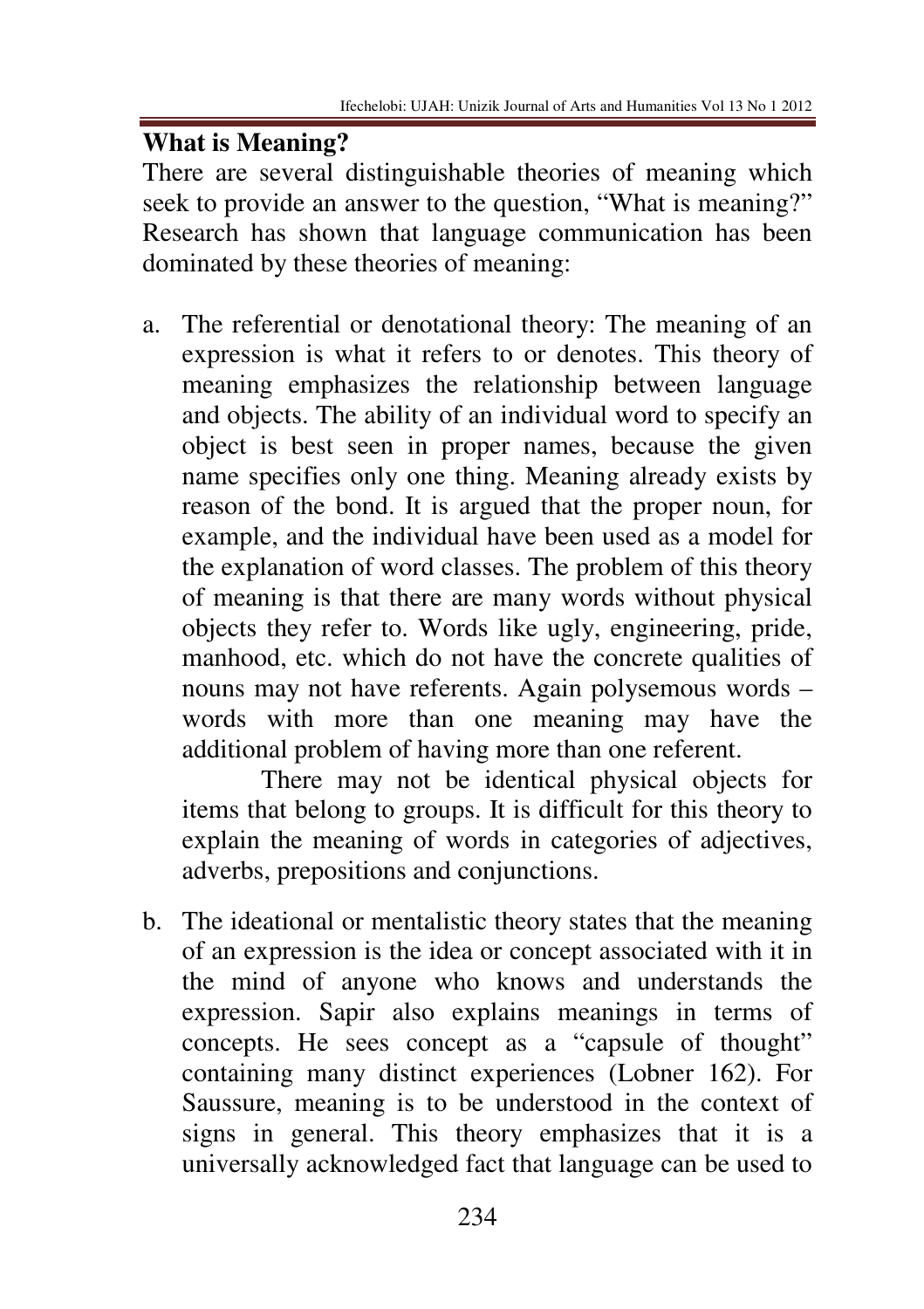## What is Meaning?

There are several distinguishable theories of meaning which seek to provide an answer to the question, "What is meaning?" Research has shown that language communication has been dominated by these theories of meaning:

a. The referential or denotational theory: The meaning of an expression is what it refers to or denotes. This theory of meaning emphasizes the relationship between language and objects. The ability of an individual word to specify an object is best seen in proper names, because the given name specifies only one thing. Meaning already exists by reason of the bond. It is argued that the proper noun, for example, and the individual have been used as a model for the explanation of word classes. The problem of this theory of meaning is that there are many words without physical objects they refer to. Words like ugly, engineering, pride, manhood, etc. which do not have the concrete qualities of nouns may not have referents. Again polysemous words – words with more than one meaning may have the additional problem of having more than one referent.

   There may not be identical physical objects for items that belong to groups. It is difficult for this theory to explain the meaning of words in categories of adjectives, adverbs, prepositions and conjunctions.

b. The ideational or mentalistic theory states that the meaning of an expression is the idea or concept associated with it in the mind of anyone who knows and understands the expression. Sapir also explains meanings in terms of concepts. He sees concept as a "capsule of thought" containing many distinct experiences (Lobner 162). For Saussure, meaning is to be understood in the context of signs in general. This theory emphasizes that it is a universally acknowledged fact that language can be used to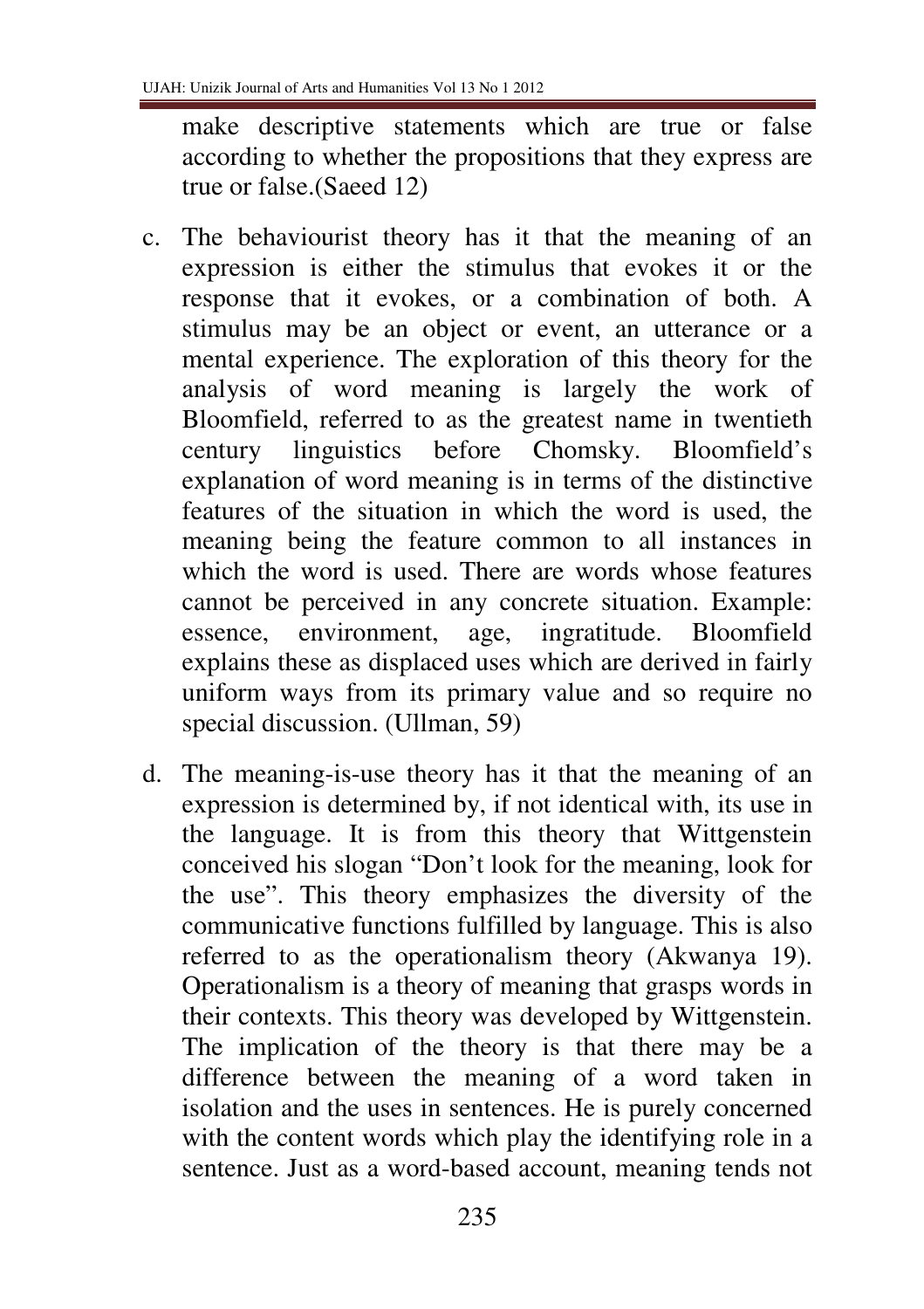make descriptive statements which are true or false according to whether the propositions that they express are true or false.(Saeed 12)

c. The behaviourist theory has it that the meaning of an expression is either the stimulus that evokes it or the response that it evokes, or a combination of both. A stimulus may be an object or event, an utterance or a mental experience. The exploration of this theory for the analysis of word meaning is largely the work of Bloomfield, referred to as the greatest name in twentieth century linguistics before Chomsky. Bloomfield's explanation of word meaning is in terms of the distinctive features of the situation in which the word is used, the meaning being the feature common to all instances in which the word is used. There are words whose features cannot be perceived in any concrete situation. Example: essence, environment, age, ingratitude. Bloomfield explains these as displaced uses which are derived in fairly uniform ways from its primary value and so require no special discussion. (Ullman, 59)

d. The meaning-is-use theory has it that the meaning of an expression is determined by, if not identical with, its use in the language. It is from this theory that Wittgenstein conceived his slogan "Don't look for the meaning, look for the use". This theory emphasizes the diversity of the communicative functions fulfilled by language. This is also referred to as the operationalism theory (Akwanya 19). Operationalism is a theory of meaning that grasps words in their contexts. This theory was developed by Wittgenstein. The implication of the theory is that there may be a difference between the meaning of a word taken in isolation and the uses in sentences. He is purely concerned with the content words which play the identifying role in a sentence. Just as a word-based account, meaning tends not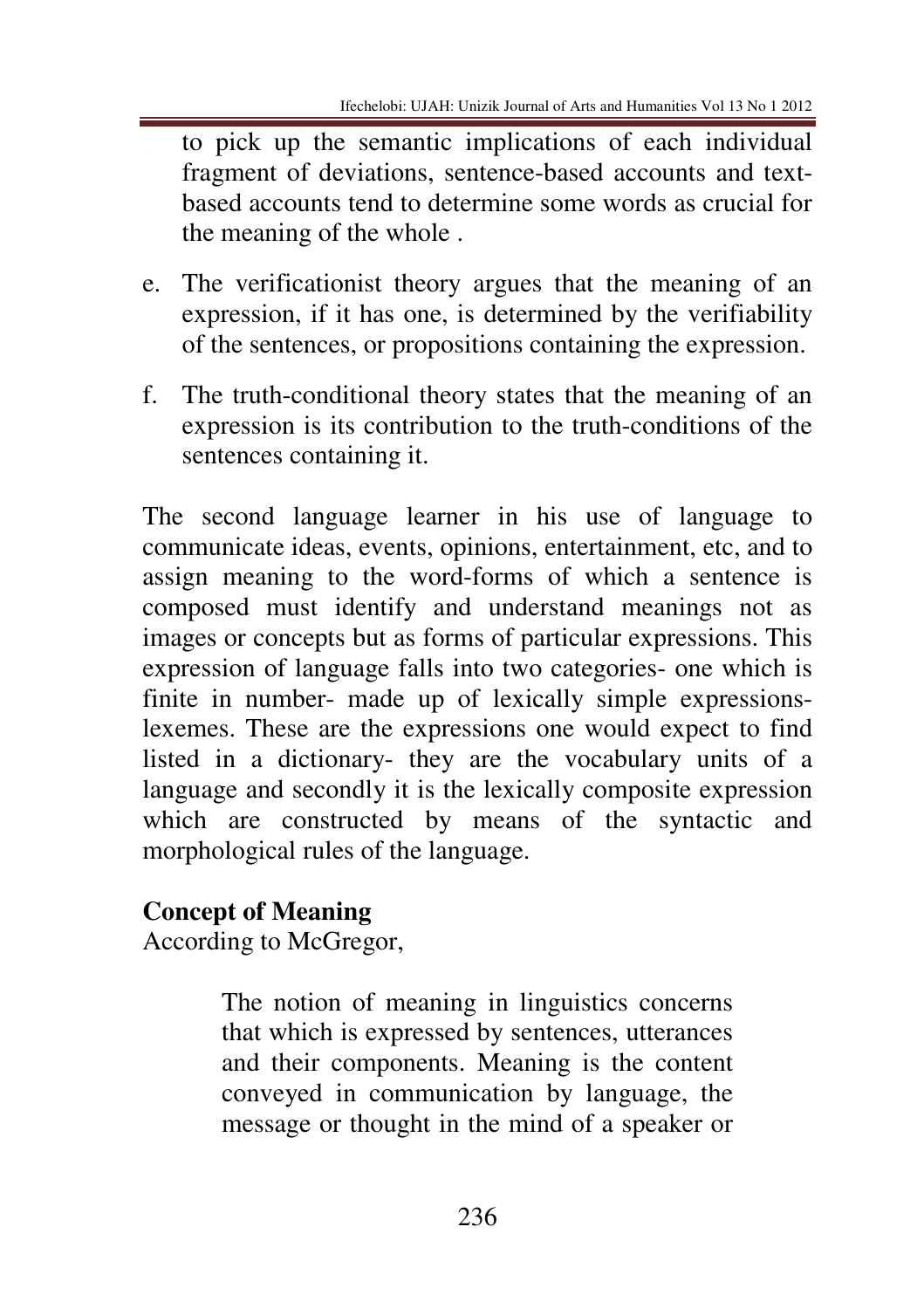to pick up the semantic implications of each individual fragment of deviations, sentence-based accounts and text-based accounts tend to determine some words as crucial for the meaning of the whole .

e. The verificationist theory argues that the meaning of an expression, if it has one, is determined by the verifiability of the sentences, or propositions containing the expression.

f. The truth-conditional theory states that the meaning of an expression is its contribution to the truth-conditions of the sentences containing it.

The second language learner in his use of language to communicate ideas, events, opinions, entertainment, etc, and to assign meaning to the word-forms of which a sentence is composed must identify and understand meanings not as images or concepts but as forms of particular expressions. This expression of language falls into two categories- one which is finite in number- made up of lexically simple expressions- lexemes. These are the expressions one would expect to find listed in a dictionary- they are the vocabulary units of a language and secondly it is the lexically composite expression which are constructed by means of the syntactic and morphological rules of the language.

**Concept of Meaning**

According to McGregor,

> The notion of meaning in linguistics concerns that which is expressed by sentences, utterances and their components. Meaning is the content conveyed in communication by language, the message or thought in the mind of a speaker or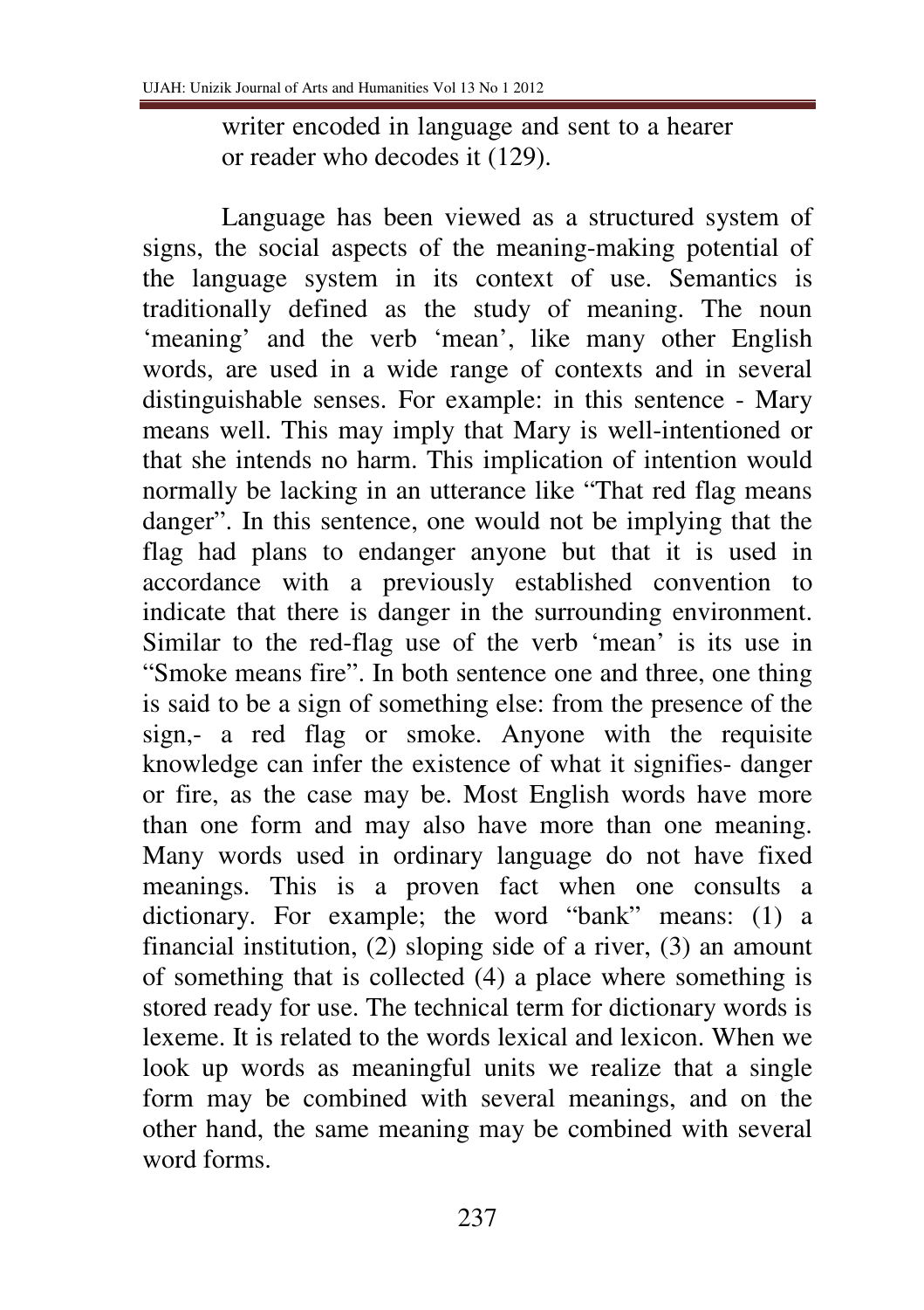writer encoded in language and sent to a hearer or reader who decodes it (129).

Language has been viewed as a structured system of signs, the social aspects of the meaning-making potential of the language system in its context of use. Semantics is traditionally defined as the study of meaning. The noun 'meaning' and the verb 'mean', like many other English words, are used in a wide range of contexts and in several distinguishable senses. For example: in this sentence - Mary means well. This may imply that Mary is well-intentioned or that she intends no harm. This implication of intention would normally be lacking in an utterance like "That red flag means danger". In this sentence, one would not be implying that the flag had plans to endanger anyone but that it is used in accordance with a previously established convention to indicate that there is danger in the surrounding environment. Similar to the red-flag use of the verb 'mean' is its use in "Smoke means fire". In both sentence one and three, one thing is said to be a sign of something else: from the presence of the sign,- a red flag or smoke. Anyone with the requisite knowledge can infer the existence of what it signifies- danger or fire, as the case may be. Most English words have more than one form and may also have more than one meaning. Many words used in ordinary language do not have fixed meanings. This is a proven fact when one consults a dictionary. For example; the word "bank" means: (1) a financial institution, (2) sloping side of a river, (3) an amount of something that is collected (4) a place where something is stored ready for use. The technical term for dictionary words is lexeme. It is related to the words lexical and lexicon. When we look up words as meaningful units we realize that a single form may be combined with several meanings, and on the other hand, the same meaning may be combined with several word forms.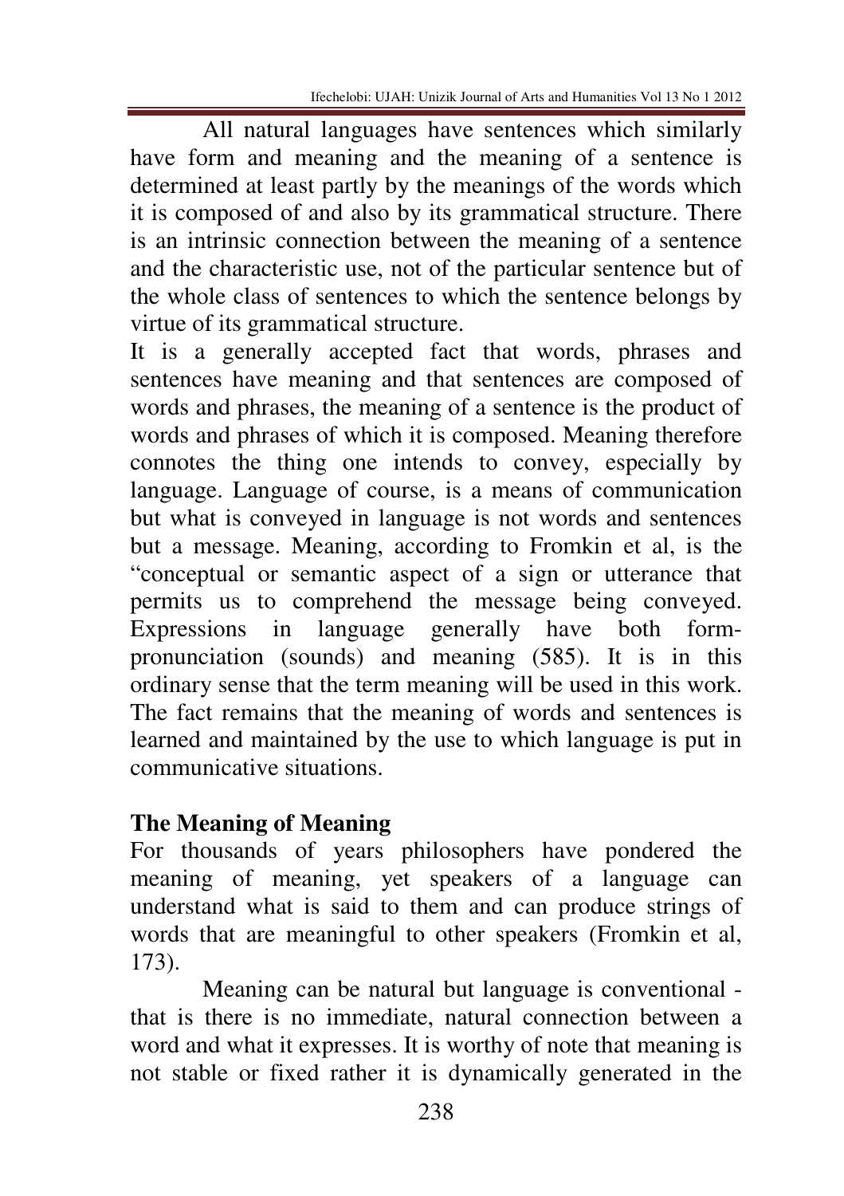All natural languages have sentences which similarly have form and meaning and the meaning of a sentence is determined at least partly by the meanings of the words which it is composed of and also by its grammatical structure. There is an intrinsic connection between the meaning of a sentence and the characteristic use, not of the particular sentence but of the whole class of sentences to which the sentence belongs by virtue of its grammatical structure.

It is a generally accepted fact that words, phrases and sentences have meaning and that sentences are composed of words and phrases, the meaning of a sentence is the product of words and phrases of which it is composed. Meaning therefore connotes the thing one intends to convey, especially by language. Language of course, is a means of communication but what is conveyed in language is not words and sentences but a message. Meaning, according to Fromkin et al, is the "conceptual or semantic aspect of a sign or utterance that permits us to comprehend the message being conveyed. Expressions in language generally have both form-pronunciation (sounds) and meaning (585). It is in this ordinary sense that the term meaning will be used in this work. The fact remains that the meaning of words and sentences is learned and maintained by the use to which language is put in communicative situations.

## The Meaning of Meaning

For thousands of years philosophers have pondered the meaning of meaning, yet speakers of a language can understand what is said to them and can produce strings of words that are meaningful to other speakers (Fromkin et al, 173).

Meaning can be natural but language is conventional - that is there is no immediate, natural connection between a word and what it expresses. It is worthy of note that meaning is not stable or fixed rather it is dynamically generated in the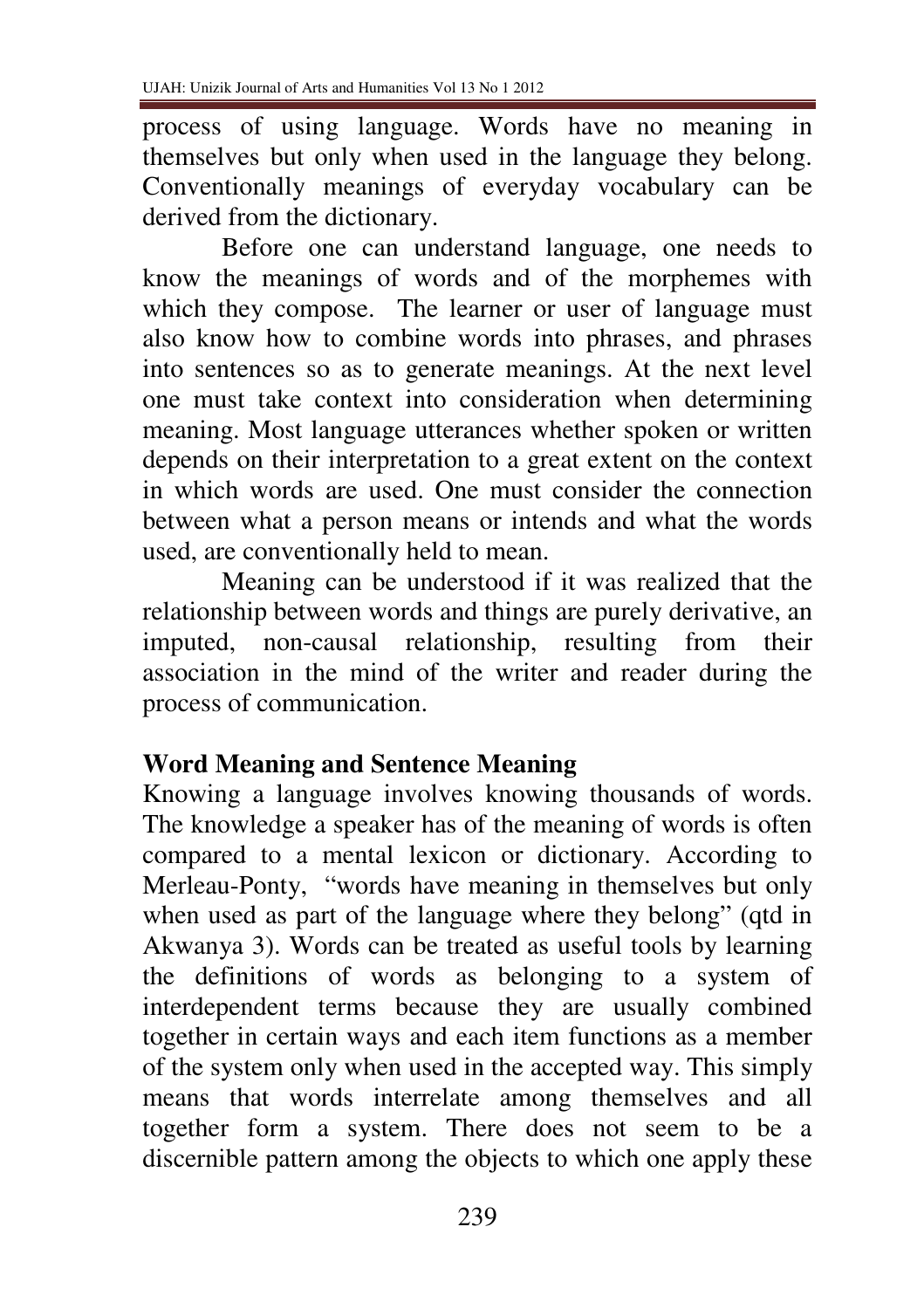process of using language. Words have no meaning in themselves but only when used in the language they belong. Conventionally meanings of everyday vocabulary can be derived from the dictionary.

Before one can understand language, one needs to know the meanings of words and of the morphemes with which they compose. The learner or user of language must also know how to combine words into phrases, and phrases into sentences so as to generate meanings. At the next level one must take context into consideration when determining meaning. Most language utterances whether spoken or written depends on their interpretation to a great extent on the context in which words are used. One must consider the connection between what a person means or intends and what the words used, are conventionally held to mean.

Meaning can be understood if it was realized that the relationship between words and things are purely derivative, an imputed, non-causal relationship, resulting from their association in the mind of the writer and reader during the process of communication.

## Word Meaning and Sentence Meaning

Knowing a language involves knowing thousands of words. The knowledge a speaker has of the meaning of words is often compared to a mental lexicon or dictionary. According to Merleau-Ponty, "words have meaning in themselves but only when used as part of the language where they belong" (qtd in Akwanya 3). Words can be treated as useful tools by learning the definitions of words as belonging to a system of interdependent terms because they are usually combined together in certain ways and each item functions as a member of the system only when used in the accepted way. This simply means that words interrelate among themselves and all together form a system. There does not seem to be a discernible pattern among the objects to which one apply these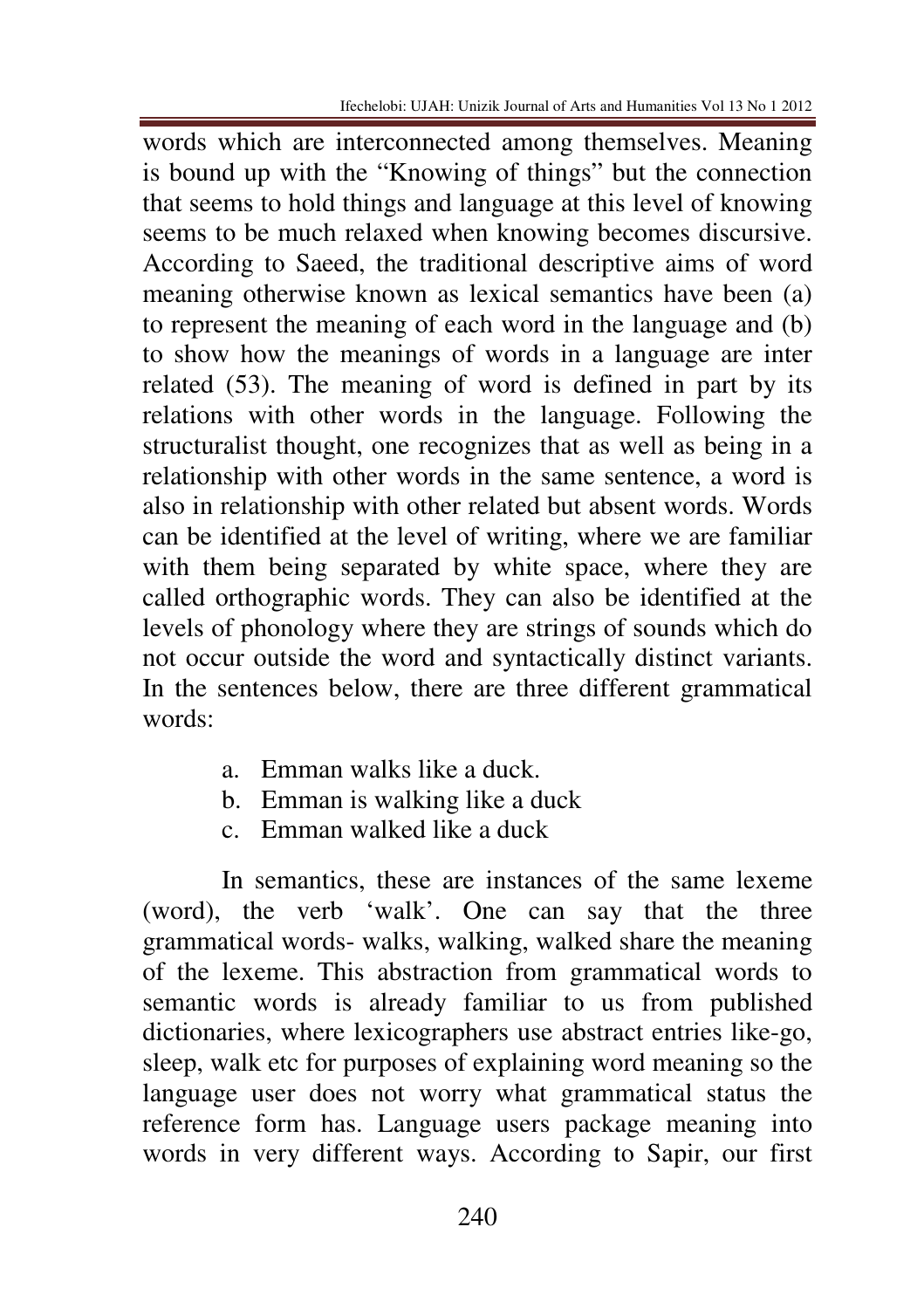words which are interconnected among themselves. Meaning is bound up with the "Knowing of things" but the connection that seems to hold things and language at this level of knowing seems to be much relaxed when knowing becomes discursive. According to Saeed, the traditional descriptive aims of word meaning otherwise known as lexical semantics have been (a) to represent the meaning of each word in the language and (b) to show how the meanings of words in a language are inter related (53). The meaning of word is defined in part by its relations with other words in the language. Following the structuralist thought, one recognizes that as well as being in a relationship with other words in the same sentence, a word is also in relationship with other related but absent words. Words can be identified at the level of writing, where we are familiar with them being separated by white space, where they are called orthographic words. They can also be identified at the levels of phonology where they are strings of sounds which do not occur outside the word and syntactically distinct variants. In the sentences below, there are three different grammatical words:

a. Emman walks like a duck.
b. Emman is walking like a duck
c. Emman walked like a duck

In semantics, these are instances of the same lexeme (word), the verb 'walk'. One can say that the three grammatical words- walks, walking, walked share the meaning of the lexeme. This abstraction from grammatical words to semantic words is already familiar to us from published dictionaries, where lexicographers use abstract entries like-go, sleep, walk etc for purposes of explaining word meaning so the language user does not worry what grammatical status the reference form has. Language users package meaning into words in very different ways. According to Sapir, our first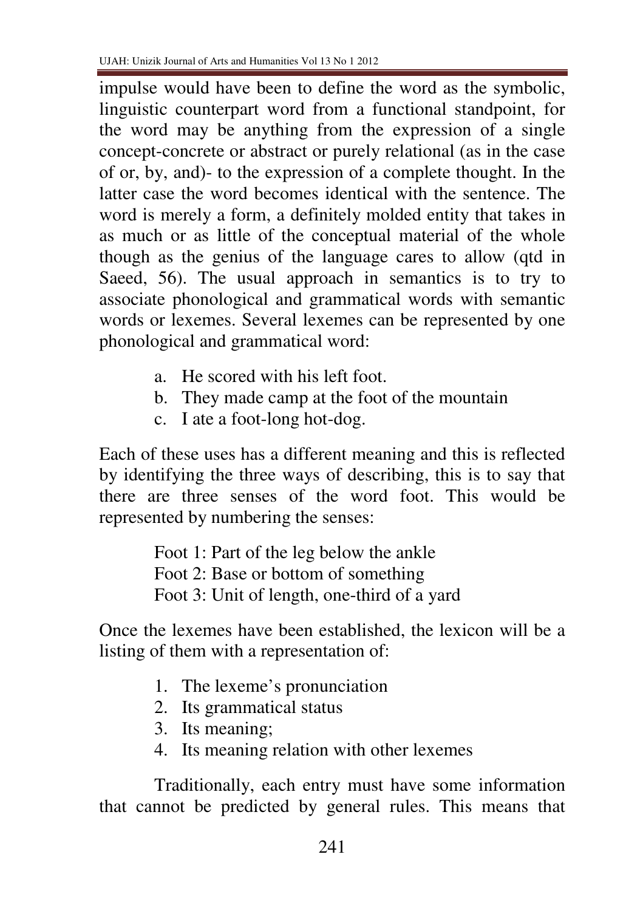impulse would have been to define the word as the symbolic, linguistic counterpart word from a functional standpoint, for the word may be anything from the expression of a single concept-concrete or abstract or purely relational (as in the case of or, by, and)- to the expression of a complete thought. In the latter case the word becomes identical with the sentence. The word is merely a form, a definitely molded entity that takes in as much or as little of the conceptual material of the whole though as the genius of the language cares to allow (qtd in Saeed, 56). The usual approach in semantics is to try to associate phonological and grammatical words with semantic words or lexemes. Several lexemes can be represented by one phonological and grammatical word:

a. He scored with his left foot.
b. They made camp at the foot of the mountain
c. I ate a foot-long hot-dog.

Each of these uses has a different meaning and this is reflected by identifying the three ways of describing, this is to say that there are three senses of the word foot. This would be represented by numbering the senses:

Foot 1: Part of the leg below the ankle
Foot 2: Base or bottom of something
Foot 3: Unit of length, one-third of a yard

Once the lexemes have been established, the lexicon will be a listing of them with a representation of:

1. The lexeme's pronunciation
2. Its grammatical status
3. Its meaning;
4. Its meaning relation with other lexemes

Traditionally, each entry must have some information that cannot be predicted by general rules. This means that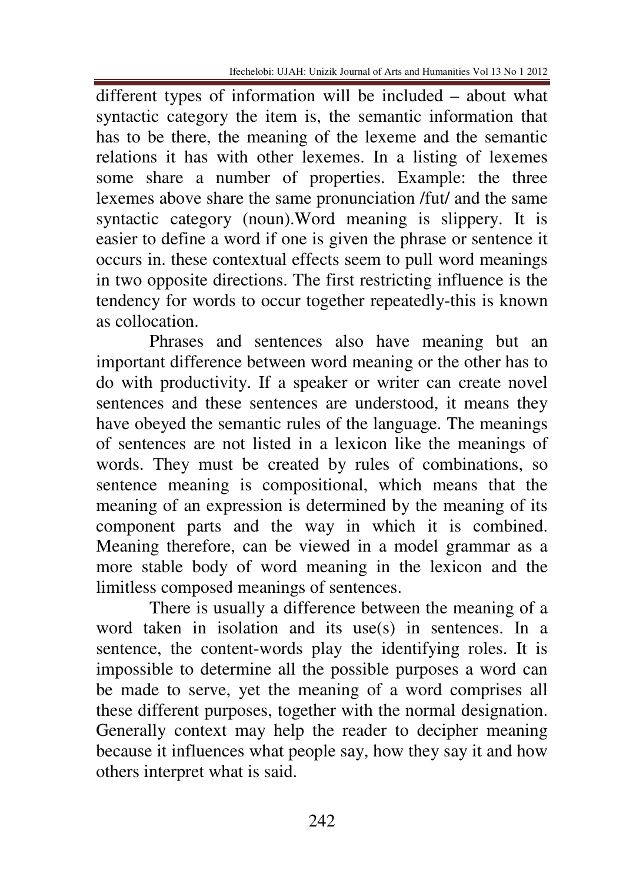different types of information will be included – about what syntactic category the item is, the semantic information that has to be there, the meaning of the lexeme and the semantic relations it has with other lexemes. In a listing of lexemes some share a number of properties. Example: the three lexemes above share the same pronunciation /fut/ and the same syntactic category (noun).Word meaning is slippery. It is easier to define a word if one is given the phrase or sentence it occurs in. these contextual effects seem to pull word meanings in two opposite directions. The first restricting influence is the tendency for words to occur together repeatedly-this is known as collocation.

Phrases and sentences also have meaning but an important difference between word meaning or the other has to do with productivity. If a speaker or writer can create novel sentences and these sentences are understood, it means they have obeyed the semantic rules of the language. The meanings of sentences are not listed in a lexicon like the meanings of words. They must be created by rules of combinations, so sentence meaning is compositional, which means that the meaning of an expression is determined by the meaning of its component parts and the way in which it is combined. Meaning therefore, can be viewed in a model grammar as a more stable body of word meaning in the lexicon and the limitless composed meanings of sentences.

There is usually a difference between the meaning of a word taken in isolation and its use(s) in sentences. In a sentence, the content-words play the identifying roles. It is impossible to determine all the possible purposes a word can be made to serve, yet the meaning of a word comprises all these different purposes, together with the normal designation. Generally context may help the reader to decipher meaning because it influences what people say, how they say it and how others interpret what is said.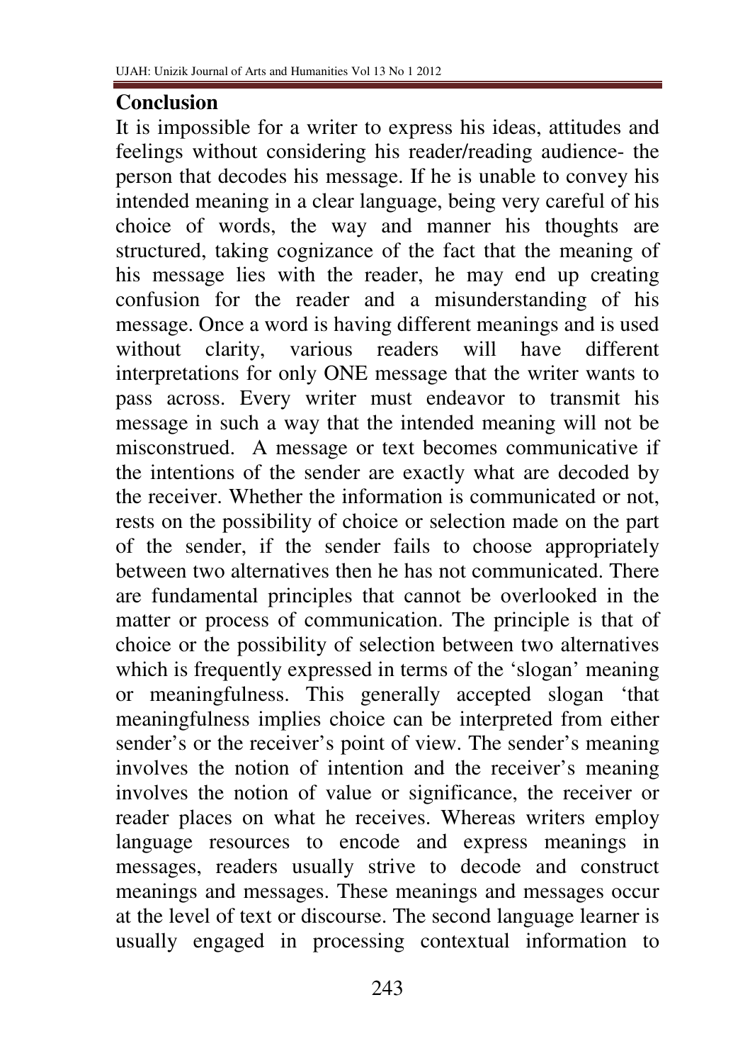## Conclusion

It is impossible for a writer to express his ideas, attitudes and feelings without considering his reader/reading audience- the person that decodes his message. If he is unable to convey his intended meaning in a clear language, being very careful of his choice of words, the way and manner his thoughts are structured, taking cognizance of the fact that the meaning of his message lies with the reader, he may end up creating confusion for the reader and a misunderstanding of his message. Once a word is having different meanings and is used without clarity, various readers will have different interpretations for only ONE message that the writer wants to pass across. Every writer must endeavor to transmit his message in such a way that the intended meaning will not be misconstrued. A message or text becomes communicative if the intentions of the sender are exactly what are decoded by the receiver. Whether the information is communicated or not, rests on the possibility of choice or selection made on the part of the sender, if the sender fails to choose appropriately between two alternatives then he has not communicated. There are fundamental principles that cannot be overlooked in the matter or process of communication. The principle is that of choice or the possibility of selection between two alternatives which is frequently expressed in terms of the 'slogan' meaning or meaningfulness. This generally accepted slogan 'that meaningfulness implies choice can be interpreted from either sender's or the receiver's point of view. The sender's meaning involves the notion of intention and the receiver's meaning involves the notion of value or significance, the receiver or reader places on what he receives. Whereas writers employ language resources to encode and express meanings in messages, readers usually strive to decode and construct meanings and messages. These meanings and messages occur at the level of text or discourse. The second language learner is usually engaged in processing contextual information to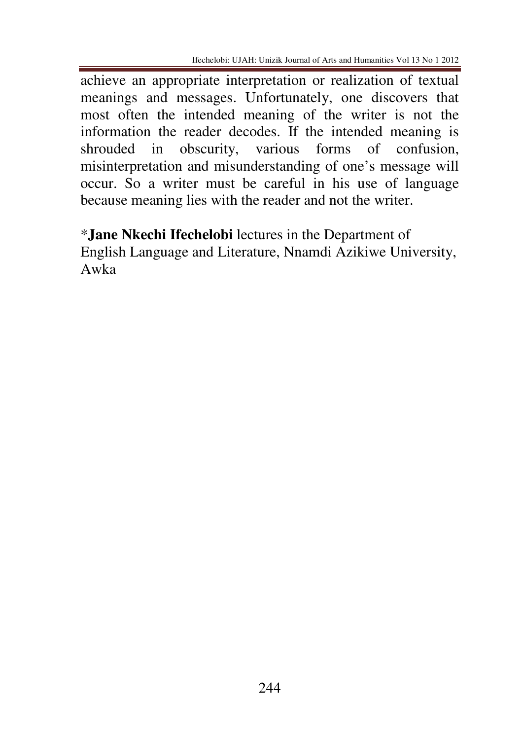achieve an appropriate interpretation or realization of textual meanings and messages. Unfortunately, one discovers that most often the intended meaning of the writer is not the information the reader decodes. If the intended meaning is shrouded in obscurity, various forms of confusion, misinterpretation and misunderstanding of one's message will occur. So a writer must be careful in his use of language because meaning lies with the reader and not the writer.

*__Jane Nkechi Ifechelobi__ lectures in the Department of English Language and Literature, Nnamdi Azikiwe University, Awka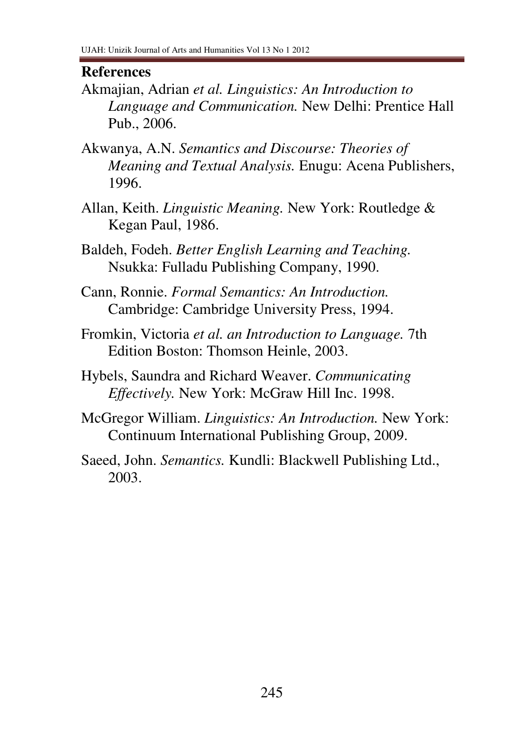## References

Akmajian, Adrian *et al. Linguistics: An Introduction to Language and Communication.* New Delhi: Prentice Hall Pub., 2006.

Akwanya, A.N. *Semantics and Discourse: Theories of Meaning and Textual Analysis.* Enugu: Acena Publishers, 1996.

Allan, Keith. *Linguistic Meaning.* New York: Routledge & Kegan Paul, 1986.

Baldeh, Fodeh. *Better English Learning and Teaching.* Nsukka: Fulladu Publishing Company, 1990.

Cann, Ronnie. *Formal Semantics: An Introduction.* Cambridge: Cambridge University Press, 1994.

Fromkin, Victoria *et al. an Introduction to Language.* 7th Edition Boston: Thomson Heinle, 2003.

Hybels, Saundra and Richard Weaver. *Communicating Effectively.* New York: McGraw Hill Inc. 1998.

McGregor William. *Linguistics: An Introduction.* New York: Continuum International Publishing Group, 2009.

Saeed, John. *Semantics.* Kundli: Blackwell Publishing Ltd., 2003.